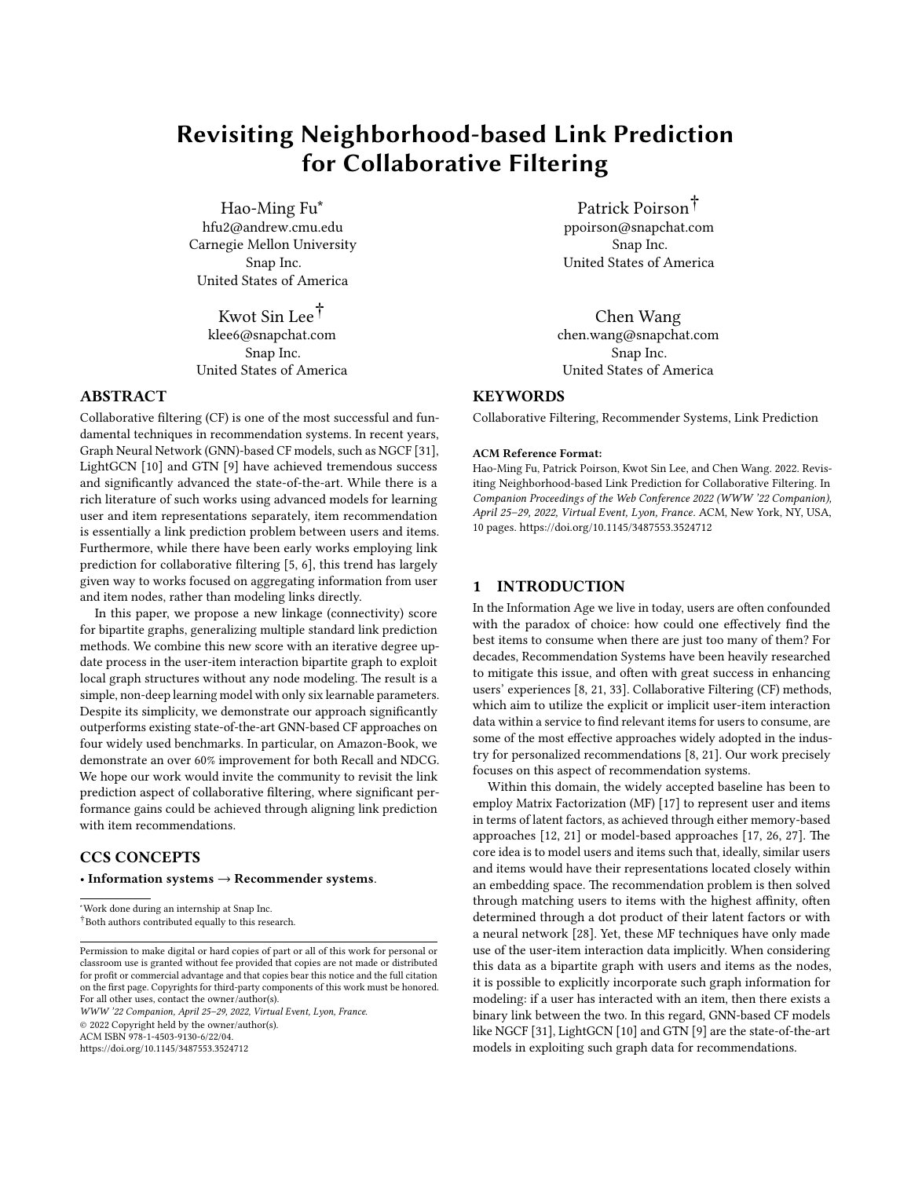# Revisiting Neighborhood-based Link Prediction for Collaborative Filtering

Hao-Ming Fu*
hfu2@andrew.cmu.edu
Carnegie Mellon University
Snap Inc.
United States of America

Patrick Poirson†
ppoirson@snapchat.com
Snap Inc.
United States of America

Kwot Sin Lee†
klee6@snapchat.com
Snap Inc.
United States of America

Chen Wang
chen.wang@snapchat.com
Snap Inc.
United States of America

## ABSTRACT

Collaborative filtering (CF) is one of the most successful and fundamental techniques in recommendation systems. In recent years, Graph Neural Network (GNN)-based CF models, such as NGCF [31], LightGCN [10] and GTN [9] have achieved tremendous success and significantly advanced the state-of-the-art. While there is a rich literature of such works using advanced models for learning user and item representations separately, item recommendation is essentially a link prediction problem between users and items. Furthermore, while there have been early works employing link prediction for collaborative filtering [5, 6], this trend has largely given way to works focused on aggregating information from user and item nodes, rather than modeling links directly.

In this paper, we propose a new linkage (connectivity) score for bipartite graphs, generalizing multiple standard link prediction methods. We combine this new score with an iterative degree update process in the user-item interaction bipartite graph to exploit local graph structures without any node modeling. The result is a simple, non-deep learning model with only six learnable parameters. Despite its simplicity, we demonstrate our approach significantly outperforms existing state-of-the-art GNN-based CF approaches on four widely used benchmarks. In particular, on Amazon-Book, we demonstrate an over 60% improvement for both Recall and NDCG. We hope our work would invite the community to revisit the link prediction aspect of collaborative filtering, where significant performance gains could be achieved through aligning link prediction with item recommendations.

## CCS CONCEPTS

• **Information systems** → **Recommender systems**.

## KEYWORDS

Collaborative Filtering, Recommender Systems, Link Prediction

**ACM Reference Format:**
Hao-Ming Fu, Patrick Poirson, Kwot Sin Lee, and Chen Wang. 2022. Revisiting Neighborhood-based Link Prediction for Collaborative Filtering. In *Companion Proceedings of the Web Conference 2022 (WWW '22 Companion), April 25–29, 2022, Virtual Event, Lyon, France.* ACM, New York, NY, USA, 10 pages. https://doi.org/10.1145/3487553.3524712

## 1 INTRODUCTION

In the Information Age we live in today, users are often confounded with the paradox of choice: how could one effectively find the best items to consume when there are just too many of them? For decades, Recommendation Systems have been heavily researched to mitigate this issue, and often with great success in enhancing users' experiences [8, 21, 33]. Collaborative Filtering (CF) methods, which aim to utilize the explicit or implicit user-item interaction data within a service to find relevant items for users to consume, are some of the most effective approaches widely adopted in the industry for personalized recommendations [8, 21]. Our work precisely focuses on this aspect of recommendation systems.

Within this domain, the widely accepted baseline has been to employ Matrix Factorization (MF) [17] to represent user and items in terms of latent factors, as achieved through either memory-based approaches [12, 21] or model-based approaches [17, 26, 27]. The core idea is to model users and items such that, ideally, similar users and items would have their representations located closely within an embedding space. The recommendation problem is then solved through matching users to items with the highest affinity, often determined through a dot product of their latent factors or with a neural network [28]. Yet, these MF techniques have only made use of the user-item interaction data implicitly. When considering this data as a bipartite graph with users and items as the nodes, it is possible to explicitly incorporate such graph information for modeling: if a user has interacted with an item, then there exists a binary link between the two. In this regard, GNN-based CF models like NGCF [31], LightGCN [10] and GTN [9] are the state-of-the-art models in exploiting such graph data for recommendations.

*Work done during an internship at Snap Inc.
†Both authors contributed equally to this research.

Permission to make digital or hard copies of part or all of this work for personal or classroom use is granted without fee provided that copies are not made or distributed for profit or commercial advantage and that copies bear this notice and the full citation on the first page. Copyrights for third-party components of this work must be honored. For all other uses, contact the owner/author(s).
*WWW '22 Companion, April 25–29, 2022, Virtual Event, Lyon, France.*
© 2022 Copyright held by the owner/author(s).
ACM ISBN 978-1-4503-9130-6/22/04.
https://doi.org/10.1145/3487553.3524712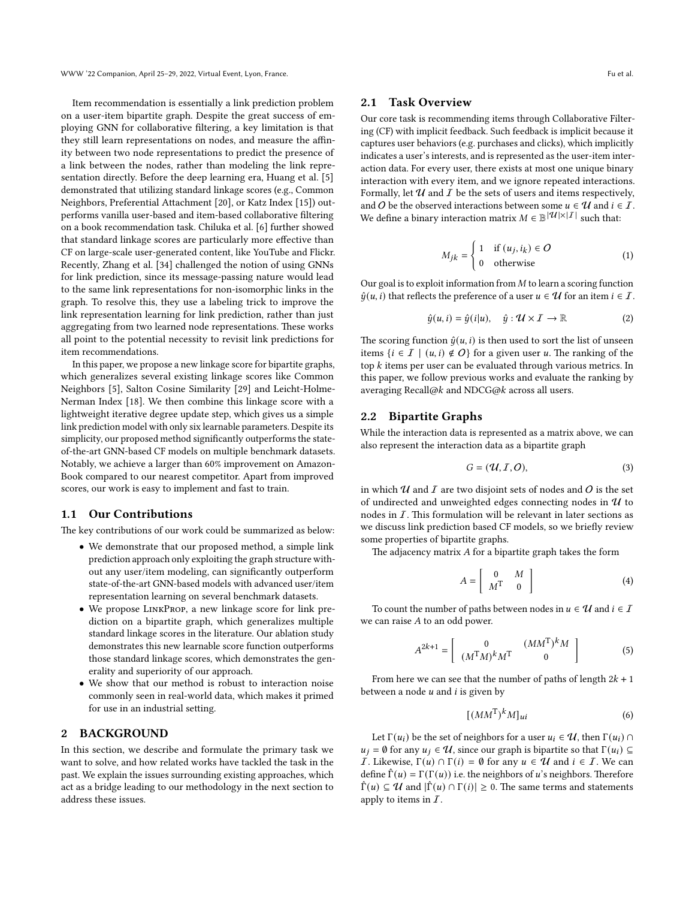Item recommendation is essentially a link prediction problem on a user-item bipartite graph. Despite the great success of employing GNN for collaborative filtering, a key limitation is that they still learn representations on nodes, and measure the affinity between two node representations to predict the presence of a link between the nodes, rather than modeling the link representation directly. Before the deep learning era, Huang et al. [5] demonstrated that utilizing standard linkage scores (e.g., Common Neighbors, Preferential Attachment [20], or Katz Index [15]) outperforms vanilla user-based and item-based collaborative filtering on a book recommendation task. Chiluka et al. [6] further showed that standard linkage scores are particularly more effective than CF on large-scale user-generated content, like YouTube and Flickr. Recently, Zhang et al. [34] challenged the notion of using GNNs for link prediction, since its message-passing nature would lead to the same link representations for non-isomorphic links in the graph. To resolve this, they use a labeling trick to improve the link representation learning for link prediction, rather than just aggregating from two learned node representations. These works all point to the potential necessity to revisit link predictions for item recommendations.

In this paper, we propose a new linkage score for bipartite graphs, which generalizes several existing linkage scores like Common Neighbors [5], Salton Cosine Similarity [29] and Leicht-Holme-Nerman Index [18]. We then combine this linkage score with a lightweight iterative degree update step, which gives us a simple link prediction model with only six learnable parameters. Despite its simplicity, our proposed method significantly outperforms the state-of-the-art GNN-based CF models on multiple benchmark datasets. Notably, we achieve a larger than 60% improvement on Amazon-Book compared to our nearest competitor. Apart from improved scores, our work is easy to implement and fast to train.

## 1.1 Our Contributions

The key contributions of our work could be summarized as below:

- We demonstrate that our proposed method, a simple link prediction approach only exploiting the graph structure without any user/item modeling, can significantly outperform state-of-the-art GNN-based models with advanced user/item representation learning on several benchmark datasets.
- We propose LinkProp, a new linkage score for link prediction on a bipartite graph, which generalizes multiple standard linkage scores in the literature. Our ablation study demonstrates this new learnable score function outperforms those standard linkage scores, which demonstrates the generality and superiority of our approach.
- We show that our method is robust to interaction noise commonly seen in real-world data, which makes it primed for use in an industrial setting.

# 2 BACKGROUND

In this section, we describe and formulate the primary task we want to solve, and how related works have tackled the task in the past. We explain the issues surrounding existing approaches, which act as a bridge leading to our methodology in the next section to address these issues.

## 2.1 Task Overview

Our core task is recommending items through Collaborative Filtering (CF) with implicit feedback. Such feedback is implicit because it captures user behaviors (e.g. purchases and clicks), which implicitly indicates a user's interests, and is represented as the user-item interaction data. For every user, there exists at most one unique binary interaction with every item, and we ignore repeated interactions. Formally, let $\mathcal{U}$ and $\mathcal{I}$ be the sets of users and items respectively, and $\mathcal{O}$ be the observed interactions between some $u \in \mathcal{U}$ and $i \in \mathcal{I}$. We define a binary interaction matrix $M \in \mathbb{B}^{|\mathcal{U}|\times|\mathcal{I}|}$ such that:

$$M_{jk} = \begin{cases} 1 & \text{if } (u_j, i_k) \in \mathcal{O} \\ 0 & \text{otherwise} \end{cases} \tag{1}$$

Our goal is to exploit information from $M$ to learn a scoring function $\hat{y}(u, i)$ that reflects the preference of a user $u \in \mathcal{U}$ for an item $i \in \mathcal{I}$.

$$\hat{y}(u, i) = \hat{y}(i|u), \quad \hat{y} : \mathcal{U} \times \mathcal{I} \to \mathbb{R} \tag{2}$$

The scoring function $\hat{y}(u, i)$ is then used to sort the list of unseen items $\{i \in \mathcal{I} \mid (u, i) \notin \mathcal{O}\}$ for a given user $u$. The ranking of the top $k$ items per user can be evaluated through various metrics. In this paper, we follow previous works and evaluate the ranking by averaging Recall@$k$ and NDCG@$k$ across all users.

## 2.2 Bipartite Graphs

While the interaction data is represented as a matrix above, we can also represent the interaction data as a bipartite graph

$$G = (\mathcal{U}, \mathcal{I}, \mathcal{O}), \tag{3}$$

in which $\mathcal{U}$ and $\mathcal{I}$ are two disjoint sets of nodes and $\mathcal{O}$ is the set of undirected and unweighted edges connecting nodes in $\mathcal{U}$ to nodes in $\mathcal{I}$. This formulation will be relevant in later sections as we discuss link prediction based CF models, so we briefly review some properties of bipartite graphs.

The adjacency matrix $A$ for a bipartite graph takes the form

$$A = \begin{bmatrix} 0 & M \\ M^\mathsf{T} & 0 \end{bmatrix} \tag{4}$$

To count the number of paths between nodes in $u \in \mathcal{U}$ and $i \in \mathcal{I}$ we can raise $A$ to an odd power.

$$A^{2k+1} = \begin{bmatrix} 0 & (MM^\mathsf{T})^k M \\ (M^\mathsf{T}M)^k M^\mathsf{T} & 0 \end{bmatrix} \tag{5}$$

From here we can see that the number of paths of length $2k + 1$ between a node $u$ and $i$ is given by

$$[(MM^\mathsf{T})^k M]_{ui} \tag{6}$$

Let $\Gamma(u_i)$ be the set of neighbors for a user $u_i \in \mathcal{U}$, then $\Gamma(u_i) \cap u_j = \emptyset$ for any $u_j \in \mathcal{U}$, since our graph is bipartite so that $\Gamma(u_i) \subseteq \mathcal{I}$. Likewise, $\Gamma(u) \cap \Gamma(i) = \emptyset$ for any $u \in \mathcal{U}$ and $i \in \mathcal{I}$. We can define $\hat{\Gamma}(u) = \Gamma(\Gamma(u))$ i.e. the neighbors of $u$'s neighbors. Therefore $\hat{\Gamma}(u) \subseteq \mathcal{U}$ and $|\hat{\Gamma}(u) \cap \Gamma(i)| \geq 0$. The same terms and statements apply to items in $\mathcal{I}$.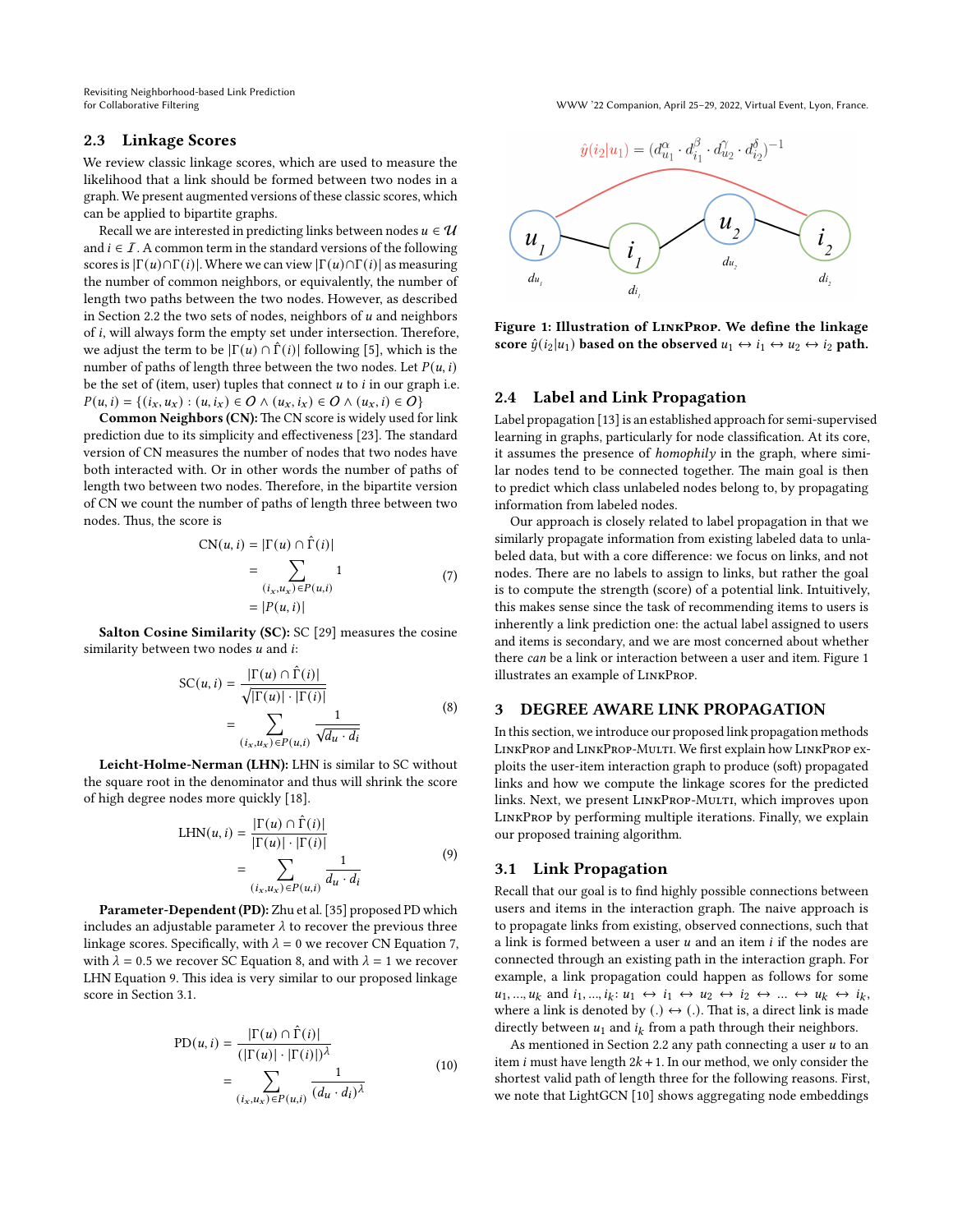### 2.3 Linkage Scores

We review classic linkage scores, which are used to measure the likelihood that a link should be formed between two nodes in a graph. We present augmented versions of these classic scores, which can be applied to bipartite graphs.

Recall we are interested in predicting links between nodes $u \in \mathcal{U}$ and $i \in \mathcal{I}$. A common term in the standard versions of the following scores is $|\Gamma(u) \cap \Gamma(i)|$. Where we can view $|\Gamma(u) \cap \Gamma(i)|$ as measuring the number of common neighbors, or equivalently, the number of length two paths between the two nodes. However, as described in Section 2.2 the two sets of nodes, neighbors of $u$ and neighbors of $i$, will always form the empty set under intersection. Therefore, we adjust the term to be $|\Gamma(u) \cap \hat{\Gamma}(i)|$ following [5], which is the number of paths of length three between the two nodes. Let $P(u, i)$ be the set of (item, user) tuples that connect $u$ to $i$ in our graph i.e. $P(u, i) = \{(i_x, u_x) : (u, i_x) \in O \wedge (u_x, i_x) \in O \wedge (u_x, i) \in O\}$

**Common Neighbors (CN):** The CN score is widely used for link prediction due to its simplicity and effectiveness [23]. The standard version of CN measures the number of nodes that two nodes have both interacted with. Or in other words the number of paths of length two between two nodes. Therefore, in the bipartite version of CN we count the number of paths of length three between two nodes. Thus, the score is

$$
\begin{aligned}
\mathrm{CN}(u, i) &= |\Gamma(u) \cap \hat{\Gamma}(i)| \\
&= \sum_{(i_x, u_x) \in P(u,i)} 1 \\
&= |P(u, i)|
\end{aligned}
\tag{7}
$$

**Salton Cosine Similarity (SC):** SC [29] measures the cosine similarity between two nodes $u$ and $i$:

$$
\begin{aligned}
\mathrm{SC}(u, i) &= \frac{|\Gamma(u) \cap \hat{\Gamma}(i)|}{\sqrt{|\Gamma(u)| \cdot |\Gamma(i)|}} \\
&= \sum_{(i_x, u_x) \in P(u,i)} \frac{1}{\sqrt{d_u \cdot d_i}}
\end{aligned}
\tag{8}
$$

**Leicht-Holme-Nerman (LHN):** LHN is similar to SC without the square root in the denominator and thus will shrink the score of high degree nodes more quickly [18].

$$
\begin{aligned}
\mathrm{LHN}(u, i) &= \frac{|\Gamma(u) \cap \hat{\Gamma}(i)|}{|\Gamma(u)| \cdot |\Gamma(i)|} \\
&= \sum_{(i_x, u_x) \in P(u,i)} \frac{1}{d_u \cdot d_i}
\end{aligned}
\tag{9}
$$

**Parameter-Dependent (PD):** Zhu et al. [35] proposed PD which includes an adjustable parameter $\lambda$ to recover the previous three linkage scores. Specifically, with $\lambda = 0$ we recover CN Equation 7, with $\lambda = 0.5$ we recover SC Equation 8, and with $\lambda = 1$ we recover LHN Equation 9. This idea is very similar to our proposed linkage score in Section 3.1.

$$
\begin{aligned}
\mathrm{PD}(u, i) &= \frac{|\Gamma(u) \cap \hat{\Gamma}(i)|}{(|\Gamma(u)| \cdot |\Gamma(i)|)^{\lambda}} \\
&= \sum_{(i_x, u_x) \in P(u,i)} \frac{1}{(d_u \cdot d_i)^{\lambda}}
\end{aligned}
\tag{10}
$$

$$\hat{y}(i_2|u_1) = (d_{u_1}^{\alpha} \cdot d_{i_1}^{\beta} \cdot d_{u_2}^{\gamma} \cdot d_{i_2}^{\delta})^{-1}$$

**Figure 1: Illustration of LinkProp. We define the linkage score $\hat{y}(i_2|u_1)$ based on the observed $u_1 \leftrightarrow i_1 \leftrightarrow u_2 \leftrightarrow i_2$ path.**

### 2.4 Label and Link Propagation

Label propagation [13] is an established approach for semi-supervised learning in graphs, particularly for node classification. At its core, it assumes the presence of *homophily* in the graph, where similar nodes tend to be connected together. The main goal is then to predict which class unlabeled nodes belong to, by propagating information from labeled nodes.

Our approach is closely related to label propagation in that we similarly propagate information from existing labeled data to unlabeled data, but with a core difference: we focus on links, and not nodes. There are no labels to assign to links, but rather the goal is to compute the strength (score) of a potential link. Intuitively, this makes sense since the task of recommending items to users is inherently a link prediction one: the actual label assigned to users and items is secondary, and we are most concerned about whether there *can* be a link or interaction between a user and item. Figure 1 illustrates an example of LinkProp.

## 3 DEGREE AWARE LINK PROPAGATION

In this section, we introduce our proposed link propagation methods LinkProp and LinkProp-Multi. We first explain how LinkProp exploits the user-item interaction graph to produce (soft) propagated links and how we compute the linkage scores for the predicted links. Next, we present LinkProp-Multi, which improves upon LinkProp by performing multiple iterations. Finally, we explain our proposed training algorithm.

### 3.1 Link Propagation

Recall that our goal is to find highly possible connections between users and items in the interaction graph. The naive approach is to propagate links from existing, observed connections, such that a link is formed between a user $u$ and an item $i$ if the nodes are connected through an existing path in the interaction graph. For example, a link propagation could happen as follows for some $u_1, ..., u_k$ and $i_1, ..., i_k$: $u_1 \leftrightarrow i_1 \leftrightarrow u_2 \leftrightarrow i_2 \leftrightarrow \ldots \leftrightarrow u_k \leftrightarrow i_k$, where a link is denoted by $(.) \leftrightarrow (.)$. That is, a direct link is made directly between $u_1$ and $i_k$ from a path through their neighbors.

As mentioned in Section 2.2 any path connecting a user $u$ to an item $i$ must have length $2k + 1$. In our method, we only consider the shortest valid path of length three for the following reasons. First, we note that LightGCN [10] shows aggregating node embeddings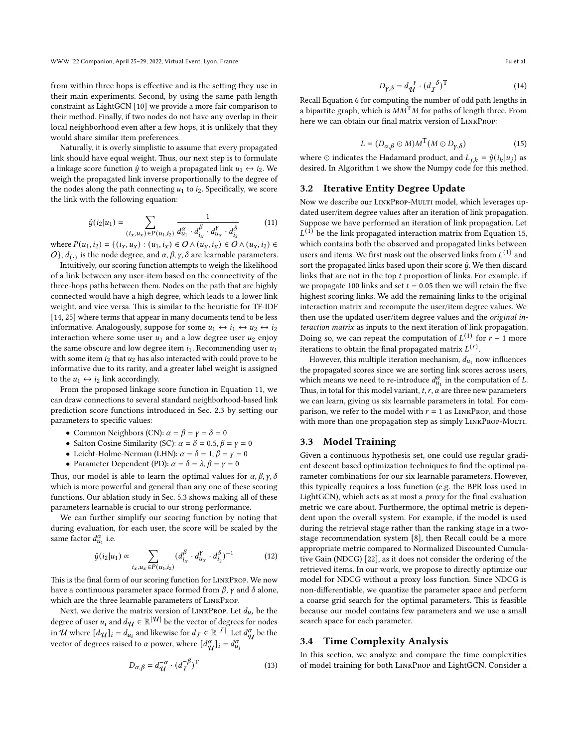from within three hops is effective and is the setting they use in their main experiments. Second, by using the same path length constraint as LightGCN [10] we provide a more fair comparison to their method. Finally, if two nodes do not have any overlap in their local neighborhood even after a few hops, it is unlikely that they would share similar item preferences.

Naturally, it is overly simplistic to assume that every propagated link should have equal weight. Thus, our next step is to formulate a linkage score function $\hat{y}$ to weigh a propagated link $u_1 \leftrightarrow i_2$. We weigh the propagated link inverse proportionally to the degree of the nodes along the path connecting $u_1$ to $i_2$. Specifically, we score the link with the following equation:

$$\hat{y}(i_2|u_1) = \sum_{(i_x,u_x) \in P(u_1,i_2)} \frac{1}{d_{u_1}^{\alpha} \cdot d_{i_x}^{\beta} \cdot d_{u_x}^{\gamma} \cdot d_{i_2}^{\delta}} \tag{11}$$

where $P(u_1, i_2) = \{(i_x, u_x) : (u_1, i_x) \in O \wedge (u_x, i_x) \in O \wedge (u_x, i_2) \in O\}$, $d_{(\cdot)}$ is the node degree, and $\alpha, \beta, \gamma, \delta$ are learnable parameters.

Intuitively, our scoring function attempts to weigh the likelihood of a link between any user-item based on the connectivity of the three-hops paths between them. Nodes on the path that are highly connected would have a high degree, which leads to a lower link weight, and vice versa. This is similar to the heuristic for TF-IDF [14, 25] where terms that appear in many documents tend to be less informative. Analogously, suppose for some $u_1 \leftrightarrow i_1 \leftrightarrow u_2 \leftrightarrow i_2$ interaction where some user $u_1$ and a low degree user $u_2$ enjoy the same obscure and low degree item $i_1$. Recommending user $u_1$ with some item $i_2$ that $u_2$ has also interacted with could prove to be informative due to its rarity, and a greater label weight is assigned to the $u_1 \leftrightarrow i_2$ link accordingly.

From the proposed linkage score function in Equation 11, we can draw connections to several standard neighborhood-based link prediction score functions introduced in Sec. 2.3 by setting our parameters to specific values:

- Common Neighbors (CN): $\alpha = \beta = \gamma = \delta = 0$
- Salton Cosine Similarity (SC): $\alpha = \delta = 0.5, \beta = \gamma = 0$
- Leicht-Holme-Nerman (LHN): $\alpha = \delta = 1, \beta = \gamma = 0$
- Parameter Dependent (PD): $\alpha = \delta = \lambda, \beta = \gamma = 0$

Thus, our model is able to learn the optimal values for $\alpha, \beta, \gamma, \delta$ which is more powerful and general than any one of these scoring functions. Our ablation study in Sec. 5.3 shows making all of these parameters learnable is crucial to our strong performance.

We can further simplify our scoring function by noting that during evaluation, for each user, the score will be scaled by the same factor $d_{u_1}^{\alpha}$ i.e.

$$\hat{y}(i_2|u_1) \propto \sum_{i_x,u_x \in P(u_1,i_2)} (d_{i_x}^{\beta} \cdot d_{u_x}^{\gamma} \cdot d_{i_2}^{\delta})^{-1} \tag{12}$$

This is the final form of our scoring function for LinkProp. We now have a continuous parameter space formed from $\beta$, $\gamma$ and $\delta$ alone, which are the three learnable parameters of LinkProp.

Next, we derive the matrix version of LinkProp. Let $d_{u_i}$ be the degree of user $u_i$ and $d_{\mathcal{U}} \in \mathbb{R}^{|\mathcal{U}|}$ be the vector of degrees for nodes in $\mathcal{U}$ where $[d_{\mathcal{U}}]_i = d_{u_i}$ and likewise for $d_{\mathcal{I}} \in \mathbb{R}^{|\mathcal{I}|}$. Let $d_{\mathcal{U}}^{\alpha}$ be the vector of degrees raised to $\alpha$ power, where $[d_{\mathcal{U}}^{\alpha}]_i = d_{u_i}^{\alpha}$

$$D_{\alpha,\beta} = d_{\mathcal{U}}^{-\alpha} \cdot (d_{\mathcal{I}}^{-\beta})^{\mathrm{T}} \tag{13}$$

$$D_{\gamma,\delta} = d_{\mathcal{U}}^{-\gamma} \cdot (d_{\mathcal{I}}^{-\delta})^{\mathrm{T}} \tag{14}$$

Recall Equation 6 for computing the number of odd path lengths in a bipartite graph, which is $MM^{\mathrm{T}}M$ for paths of length three. From here we can obtain our final matrix version of LinkProp:

$$L = (D_{\alpha,\beta} \odot M)M^{\mathrm{T}}(M \odot D_{\gamma,\delta}) \tag{15}$$

where $\odot$ indicates the Hadamard product, and $L_{j,k} = \hat{y}(i_k|u_j)$ as desired. In Algorithm 1 we show the Numpy code for this method.

## 3.2 Iterative Entity Degree Update

Now we describe our LinkProp-Multi model, which leverages updated user/item degree values after an iteration of link propagation. Suppose we have performed an iteration of link propagation. Let $L^{(1)}$ be the link propagated interaction matrix from Equation 15, which contains both the observed and propagated links between users and items. We first mask out the observed links from $L^{(1)}$ and sort the propagated links based upon their score $\hat{y}$. We then discard links that are not in the top $t$ proportion of links. For example, if we propagate 100 links and set $t = 0.05$ then we will retain the five highest scoring links. We add the remaining links to the original interaction matrix and recompute the user/item degree values. We then use the updated user/item degree values and the *original interaction matrix* as inputs to the next iteration of link propagation. Doing so, we can repeat the computation of $L^{(1)}$ for $r - 1$ more iterations to obtain the final propagated matrix $L^{(r)}$.

However, this multiple iteration mechanism, $d_{u_1}$ now influences the propagated scores since we are sorting link scores across users, which means we need to re-introduce $d_{u_1}^{\alpha}$ in the computation of $L$. Thus, in total for this model variant, $t, r, \alpha$ are three new parameters we can learn, giving us six learnable parameters in total. For comparison, we refer to the model with $r = 1$ as LinkProp, and those with more than one propagation step as simply LinkProp-Multi.

## 3.3 Model Training

Given a continuous hypothesis set, one could use regular gradient descent based optimization techniques to find the optimal parameter combinations for our six learnable parameters. However, this typically requires a loss function (e.g. the BPR loss used in LightGCN), which acts as at most a *proxy* for the final evaluation metric we care about. Furthermore, the optimal metric is dependent upon the overall system. For example, if the model is used during the retrieval stage rather than the ranking stage in a two-stage recommendation system [8], then Recall could be a more appropriate metric compared to Normalized Discounted Cumulative Gain (NDCG) [22], as it does not consider the ordering of the retrieved items. In our work, we propose to directly optimize our model for NDCG without a proxy loss function. Since NDCG is non-differentiable, we quantize the parameter space and perform a coarse grid search for the optimal parameters. This is feasible because our model contains few parameters and we use a small search space for each parameter.

## 3.4 Time Complexity Analysis

In this section, we analyze and compare the time complexities of model training for both LinkProp and LightGCN. Consider a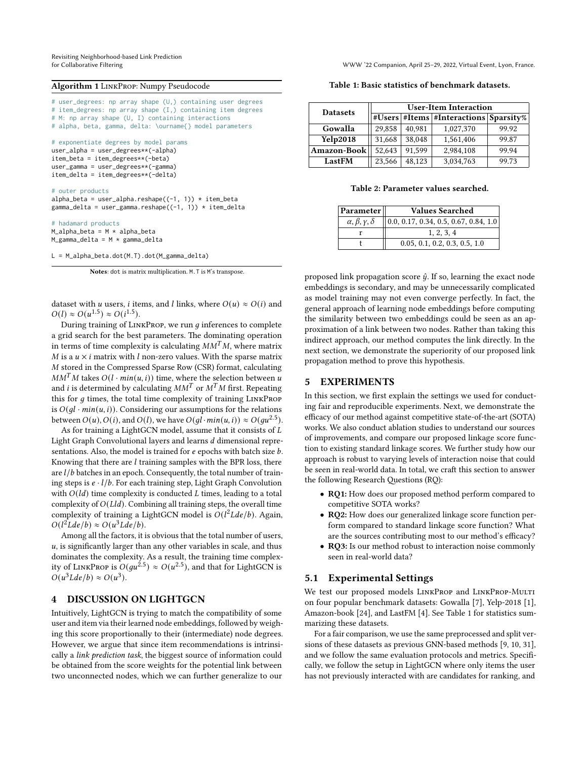**Algorithm 1** LinkProp: Numpy Pseudocode

```
# user_degrees: np array shape (U,) containing user degrees
# item_degrees: np array shape (I,) containing item degrees
# M: np array shape (U, I) containing interactions
# alpha, beta, gamma, delta: \ourname{} model parameters

# exponentiate degrees by model params
user_alpha = user_degrees**(-alpha)
item_beta = item_degrees**(-beta)
user_gamma = user_degrees**(-gamma)
item_delta = item_degrees**(-delta)

# outer products
alpha_beta = user_alpha.reshape((-1, 1)) * item_beta
gamma_delta = user_gamma.reshape((-1, 1)) * item_delta

# hadamard products
M_alpha_beta = M * alpha_beta
M_gamma_delta = M * gamma_delta

L = M_alpha_beta.dot(M.T).dot(M_gamma_delta)
```

**Notes**: dot is matrix multiplication. M.T is M's transpose.

dataset with $u$ users, $i$ items, and $l$ links, where $O(u) \approx O(i)$ and $O(l) \approx O(u^{1.5}) \approx O(i^{1.5})$.

During training of LinkProp, we run $g$ inferences to complete a grid search for the best parameters. The dominating operation in terms of time complexity is calculating $MM^TM$, where matrix $M$ is a $u \times i$ matrix with $l$ non-zero values. With the sparse matrix $M$ stored in the Compressed Sparse Row (CSR) format, calculating $MM^TM$ takes $O(l \cdot min(u, i))$ time, where the selection between $u$ and $i$ is determined by calculating $MM^T$ or $M^TM$ first. Repeating this for $g$ times, the total time complexity of training LinkProp is $O(gl \cdot min(u, i))$. Considering our assumptions for the relations between $O(u)$, $O(i)$, and $O(l)$, we have $O(gl \cdot min(u, i)) \approx O(gu^{2.5})$.

As for training a LightGCN model, assume that it consists of $L$ Light Graph Convolutional layers and learns $d$ dimensional representations. Also, the model is trained for $e$ epochs with batch size $b$. Knowing that there are $l$ training samples with the BPR loss, there are $l/b$ batches in an epoch. Consequently, the total number of training steps is $e \cdot l/b$. For each training step, Light Graph Convolution with $O(ld)$ time complexity is conducted $L$ times, leading to a total complexity of $O(Lld)$. Combining all training steps, the overall time complexity of training a LightGCN model is $O(l^2Lde/b)$. Again, $O(l^2Lde/b) \approx O(u^3Lde/b)$.

Among all the factors, it is obvious that the total number of users, $u$, is significantly larger than any other variables in scale, and thus dominates the complexity. As a result, the training time complexity of LinkProp is $O(gu^{2.5}) \approx O(u^{2.5})$, and that for LightGCN is $O(u^3Lde/b) \approx O(u^3)$.

## 4 DISCUSSION ON LIGHTGCN

Intuitively, LightGCN is trying to match the compatibility of some user and item via their learned node embeddings, followed by weighing this score proportionally to their (intermediate) node degrees. However, we argue that since item recommendations is intrinsically a *link prediction task*, the biggest source of information could be obtained from the score weights for the potential link between two unconnected nodes, which we can further generalize to our proposed link propagation score $\hat{y}$. If so, learning the exact node embeddings is secondary, and may be unnecessarily complicated as model training may not even converge perfectly. In fact, the general approach of learning node embeddings before computing the similarity between two embeddings could be seen as an approximation of a link between two nodes. Rather than taking this indirect approach, our method computes the link directly. In the next section, we demonstrate the superiority of our proposed link propagation method to prove this hypothesis.

**Table 1: Basic statistics of benchmark datasets.**

| Datasets | User-Item Interaction | | | |
|---|---|---|---|---|
| | #Users | #Items | #Interactions | Sparsity% |
| **Gowalla** | 29,858 | 40,981 | 1,027,370 | 99.92 |
| **Yelp2018** | 31,668 | 38,048 | 1,561,406 | 99.87 |
| **Amazon-Book** | 52,643 | 91,599 | 2,984,108 | 99.94 |
| **LastFM** | 23,566 | 48,123 | 3,034,763 | 99.73 |

**Table 2: Parameter values searched.**

| Parameter | Values Searched |
|---|---|
| $\alpha, \beta, \gamma, \delta$ | 0.0, 0.17, 0.34, 0.5, 0.67, 0.84, 1.0 |
| r | 1, 2, 3, 4 |
| t | 0.05, 0.1, 0.2, 0.3, 0.5, 1.0 |

## 5 EXPERIMENTS

In this section, we first explain the settings we used for conducting fair and reproducible experiments. Next, we demonstrate the efficacy of our method against competitive state-of-the-art (SOTA) works. We also conduct ablation studies to understand our sources of improvements, and compare our proposed linkage score function to existing standard linkage scores. We further study how our approach is robust to varying levels of interaction noise that could be seen in real-world data. In total, we craft this section to answer the following Research Questions (RQ):

- **RQ1:** How does our proposed method perform compared to competitive SOTA works?
- **RQ2:** How does our generalized linkage score function perform compared to standard linkage score function? What are the sources contributing most to our method's efficacy?
- **RQ3:** Is our method robust to interaction noise commonly seen in real-world data?

### 5.1 Experimental Settings

We test our proposed models LinkProp and LinkProp-Multi on four popular benchmark datasets: Gowalla [7], Yelp-2018 [1], Amazon-book [24], and LastFM [4]. See Table 1 for statistics summarizing these datasets.

For a fair comparison, we use the same preprocessed and split versions of these datasets as previous GNN-based methods [9, 10, 31], and we follow the same evaluation protocols and metrics. Specifically, we follow the setup in LightGCN where only items the user has not previously interacted with are candidates for ranking, and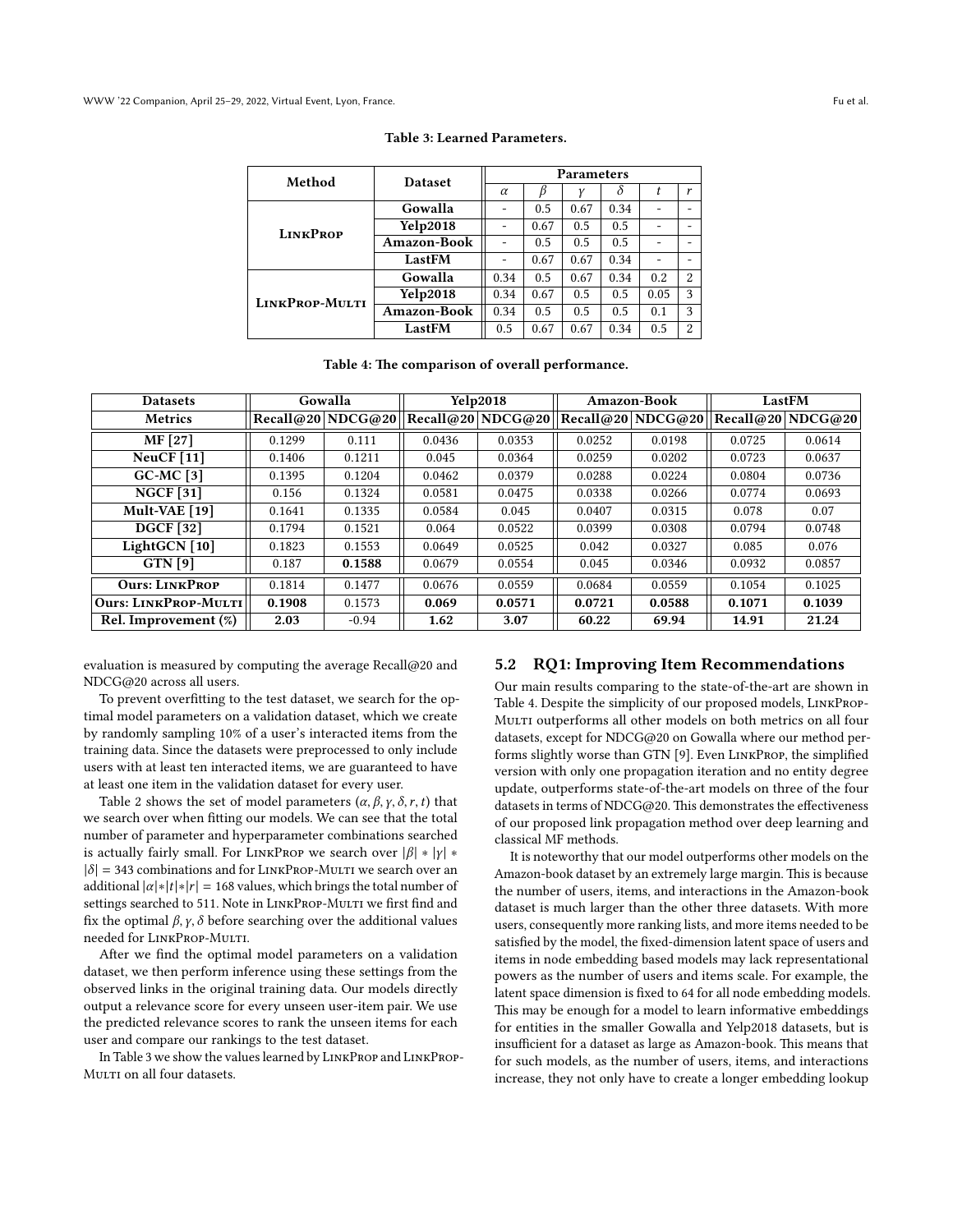Table 3: Learned Parameters.

| Method | Dataset | Parameters | | | | | |
|---|---|---|---|---|---|---|---|
| | | $\alpha$ | $\beta$ | $\gamma$ | $\delta$ | $t$ | $r$ |
| **LinkProp** | **Gowalla** | - | 0.5 | 0.67 | 0.34 | - | - |
| | **Yelp2018** | - | 0.67 | 0.5 | 0.5 | - | - |
| | **Amazon-Book** | - | 0.5 | 0.5 | 0.5 | - | - |
| | **LastFM** | - | 0.67 | 0.67 | 0.34 | - | - |
| **LinkProp-Multi** | **Gowalla** | 0.34 | 0.5 | 0.67 | 0.34 | 0.2 | 2 |
| | **Yelp2018** | 0.34 | 0.67 | 0.5 | 0.5 | 0.05 | 3 |
| | **Amazon-Book** | 0.34 | 0.5 | 0.5 | 0.5 | 0.1 | 3 |
| | **LastFM** | 0.5 | 0.67 | 0.67 | 0.34 | 0.5 | 2 |

Table 4: The comparison of overall performance.

| Datasets | Gowalla | | Yelp2018 | | Amazon-Book | | LastFM | |
|---|---|---|---|---|---|---|---|---|
| **Metrics** | **Recall@20** | **NDCG@20** | **Recall@20** | **NDCG@20** | **Recall@20** | **NDCG@20** | **Recall@20** | **NDCG@20** |
| **MF [27]** | 0.1299 | 0.111 | 0.0436 | 0.0353 | 0.0252 | 0.0198 | 0.0725 | 0.0614 |
| **NeuCF [11]** | 0.1406 | 0.1211 | 0.045 | 0.0364 | 0.0259 | 0.0202 | 0.0723 | 0.0637 |
| **GC-MC [3]** | 0.1395 | 0.1204 | 0.0462 | 0.0379 | 0.0288 | 0.0224 | 0.0804 | 0.0736 |
| **NGCF [31]** | 0.156 | 0.1324 | 0.0581 | 0.0475 | 0.0338 | 0.0266 | 0.0774 | 0.0693 |
| **Mult-VAE [19]** | 0.1641 | 0.1335 | 0.0584 | 0.045 | 0.0407 | 0.0315 | 0.078 | 0.07 |
| **DGCF [32]** | 0.1794 | 0.1521 | 0.064 | 0.0522 | 0.0399 | 0.0308 | 0.0794 | 0.0748 |
| **LightGCN [10]** | 0.1823 | 0.1553 | 0.0649 | 0.0525 | 0.042 | 0.0327 | 0.085 | 0.076 |
| **GTN [9]** | 0.187 | **0.1588** | 0.0679 | 0.0554 | 0.045 | 0.0346 | 0.0932 | 0.0857 |
| **Ours: LinkProp** | 0.1814 | 0.1477 | 0.0676 | 0.0559 | 0.0684 | 0.0559 | 0.1054 | 0.1025 |
| **Ours: LinkProp-Multi** | **0.1908** | 0.1573 | **0.069** | **0.0571** | **0.0721** | **0.0588** | **0.1071** | **0.1039** |
| **Rel. Improvement (%)** | **2.03** | -0.94 | **1.62** | **3.07** | **60.22** | **69.94** | **14.91** | **21.24** |

evaluation is measured by computing the average Recall@20 and NDCG@20 across all users.

To prevent overfitting to the test dataset, we search for the optimal model parameters on a validation dataset, which we create by randomly sampling 10% of a user's interacted items from the training data. Since the datasets were preprocessed to only include users with at least ten interacted items, we are guaranteed to have at least one item in the validation dataset for every user.

Table 2 shows the set of model parameters ($\alpha, \beta, \gamma, \delta, r, t$) that we search over when fitting our models. We can see that the total number of parameter and hyperparameter combinations searched is actually fairly small. For LinkProp we search over $|\beta| * |\gamma| * |\delta| = 343$ combinations and for LinkProp-Multi we search over an additional $|\alpha| * |t| * |r| = 168$ values, which brings the total number of settings searched to 511. Note in LinkProp-Multi we first find and fix the optimal $\beta, \gamma, \delta$ before searching over the additional values needed for LinkProp-Multi.

After we find the optimal model parameters on a validation dataset, we then perform inference using these settings from the observed links in the original training data. Our models directly output a relevance score for every unseen user-item pair. We use the predicted relevance scores to rank the unseen items for each user and compare our rankings to the test dataset.

In Table 3 we show the values learned by LinkProp and LinkProp-Multi on all four datasets.

## 5.2 RQ1: Improving Item Recommendations

Our main results comparing to the state-of-the-art are shown in Table 4. Despite the simplicity of our proposed models, LinkProp-Multi outperforms all other models on both metrics on all four datasets, except for NDCG@20 on Gowalla where our method performs slightly worse than GTN [9]. Even LinkProp, the simplified version with only one propagation iteration and no entity degree update, outperforms state-of-the-art models on three of the four datasets in terms of NDCG@20. This demonstrates the effectiveness of our proposed link propagation method over deep learning and classical MF methods.

It is noteworthy that our model outperforms other models on the Amazon-book dataset by an extremely large margin. This is because the number of users, items, and interactions in the Amazon-book dataset is much larger than the other three datasets. With more users, consequently more ranking lists, and more items needed to be satisfied by the model, the fixed-dimension latent space of users and items in node embedding based models may lack representational powers as the number of users and items scale. For example, the latent space dimension is fixed to 64 for all node embedding models. This may be enough for a model to learn informative embeddings for entities in the smaller Gowalla and Yelp2018 datasets, but is insufficient for a dataset as large as Amazon-book. This means that for such models, as the number of users, items, and interactions increase, they not only have to create a longer embedding lookup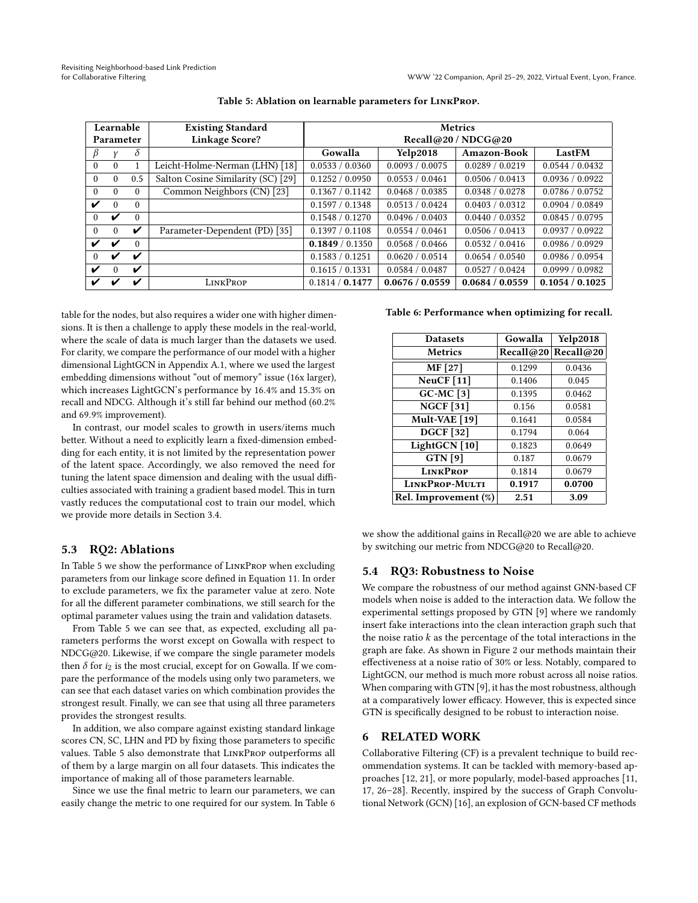**Table 5: Ablation on learnable parameters for LinkProp.**

| Learnable Parameter | | | Existing Standard Linkage Score? | Metrics Recall@20 / NDCG@20 | | | |
|---|---|---|---|---|---|---|---|
| $\beta$ | $\gamma$ | $\delta$ | | Gowalla | Yelp2018 | Amazon-Book | LastFM |
| 0 | 0 | 1 | Leicht-Holme-Nerman (LHN) [18] | 0.0533 / 0.0360 | 0.0093 / 0.0075 | 0.0289 / 0.0219 | 0.0544 / 0.0432 |
| 0 | 0 | 0.5 | Salton Cosine Similarity (SC) [29] | 0.1252 / 0.0950 | 0.0553 / 0.0461 | 0.0506 / 0.0413 | 0.0936 / 0.0922 |
| 0 | 0 | 0 | Common Neighbors (CN) [23] | 0.1367 / 0.1142 | 0.0468 / 0.0385 | 0.0348 / 0.0278 | 0.0786 / 0.0752 |
| ✔ | 0 | 0 | | 0.1597 / 0.1348 | 0.0513 / 0.0424 | 0.0403 / 0.0312 | 0.0904 / 0.0849 |
| 0 | ✔ | 0 | | 0.1548 / 0.1270 | 0.0496 / 0.0403 | 0.0440 / 0.0352 | 0.0845 / 0.0795 |
| 0 | 0 | ✔ | Parameter-Dependent (PD) [35] | 0.1397 / 0.1108 | 0.0554 / 0.0461 | 0.0506 / 0.0413 | 0.0937 / 0.0922 |
| ✔ | ✔ | 0 | | **0.1849** / 0.1350 | 0.0568 / 0.0466 | 0.0532 / 0.0416 | 0.0986 / 0.0929 |
| 0 | ✔ | ✔ | | 0.1583 / 0.1251 | 0.0620 / 0.0514 | 0.0654 / 0.0540 | 0.0986 / 0.0954 |
| ✔ | 0 | ✔ | | 0.1615 / 0.1331 | 0.0584 / 0.0487 | 0.0527 / 0.0424 | 0.0999 / 0.0982 |
| ✔ | ✔ | ✔ | LinkProp | 0.1814 / **0.1477** | **0.0676 / 0.0559** | **0.0684 / 0.0559** | **0.1054 / 0.1025** |

table for the nodes, but also requires a wider one with higher dimensions. It is then a challenge to apply these models in the real-world, where the scale of data is much larger than the datasets we used. For clarity, we compare the performance of our model with a higher dimensional LightGCN in Appendix A.1, where we used the largest embedding dimensions without "out of memory" issue (16x larger), which increases LightGCN's performance by 16.4% and 15.3% on recall and NDCG. Although it's still far behind our method (60.2% and 69.9% improvement).

In contrast, our model scales to growth in users/items much better. Without a need to explicitly learn a fixed-dimension embedding for each entity, it is not limited by the representation power of the latent space. Accordingly, we also removed the need for tuning the latent space dimension and dealing with the usual difficulties associated with training a gradient based model. This in turn vastly reduces the computational cost to train our model, which we provide more details in Section 3.4.

## 5.3 RQ2: Ablations

In Table 5 we show the performance of LinkProp when excluding parameters from our linkage score defined in Equation 11. In order to exclude parameters, we fix the parameter value at zero. Note for all the different parameter combinations, we still search for the optimal parameter values using the train and validation datasets.

From Table 5 we can see that, as expected, excluding all parameters performs the worst except on Gowalla with respect to NDCG@20. Likewise, if we compare the single parameter models then $\delta$ for $i_2$ is the most crucial, except for on Gowalla. If we compare the performance of the models using only two parameters, we can see that each dataset varies on which combination provides the strongest result. Finally, we can see that using all three parameters provides the strongest results.

In addition, we also compare against existing standard linkage scores CN, SC, LHN and PD by fixing those parameters to specific values. Table 5 also demonstrate that LinkProp outperforms all of them by a large margin on all four datasets. This indicates the importance of making all of those parameters learnable.

Since we use the final metric to learn our parameters, we can easily change the metric to one required for our system. In Table 6 we show the additional gains in Recall@20 we are able to achieve by switching our metric from NDCG@20 to Recall@20.

**Table 6: Performance when optimizing for recall.**

| Datasets | Gowalla | Yelp2018 |
|---|---|---|
| Metrics | Recall@20 | Recall@20 |
| MF [27] | 0.1299 | 0.0436 |
| NeuCF [11] | 0.1406 | 0.045 |
| GC-MC [3] | 0.1395 | 0.0462 |
| NGCF [31] | 0.156 | 0.0581 |
| Mult-VAE [19] | 0.1641 | 0.0584 |
| DGCF [32] | 0.1794 | 0.064 |
| LightGCN [10] | 0.1823 | 0.0649 |
| GTN [9] | 0.187 | 0.0679 |
| LinkProp | 0.1814 | 0.0679 |
| LinkProp-Multi | **0.1917** | **0.0700** |
| Rel. Improvement (%) | **2.51** | **3.09** |

## 5.4 RQ3: Robustness to Noise

We compare the robustness of our method against GNN-based CF models when noise is added to the interaction data. We follow the experimental settings proposed by GTN [9] where we randomly insert fake interactions into the clean interaction graph such that the noise ratio $k$ as the percentage of the total interactions in the graph are fake. As shown in Figure 2 our methods maintain their effectiveness at a noise ratio of 30% or less. Notably, compared to LightGCN, our method is much more robust across all noise ratios. When comparing with GTN [9], it has the most robustness, although at a comparatively lower efficacy. However, this is expected since GTN is specifically designed to be robust to interaction noise.

# 6 RELATED WORK

Collaborative Filtering (CF) is a prevalent technique to build recommendation systems. It can be tackled with memory-based approaches [12, 21], or more popularly, model-based approaches [11, 17, 26–28]. Recently, inspired by the success of Graph Convolutional Network (GCN) [16], an explosion of GCN-based CF methods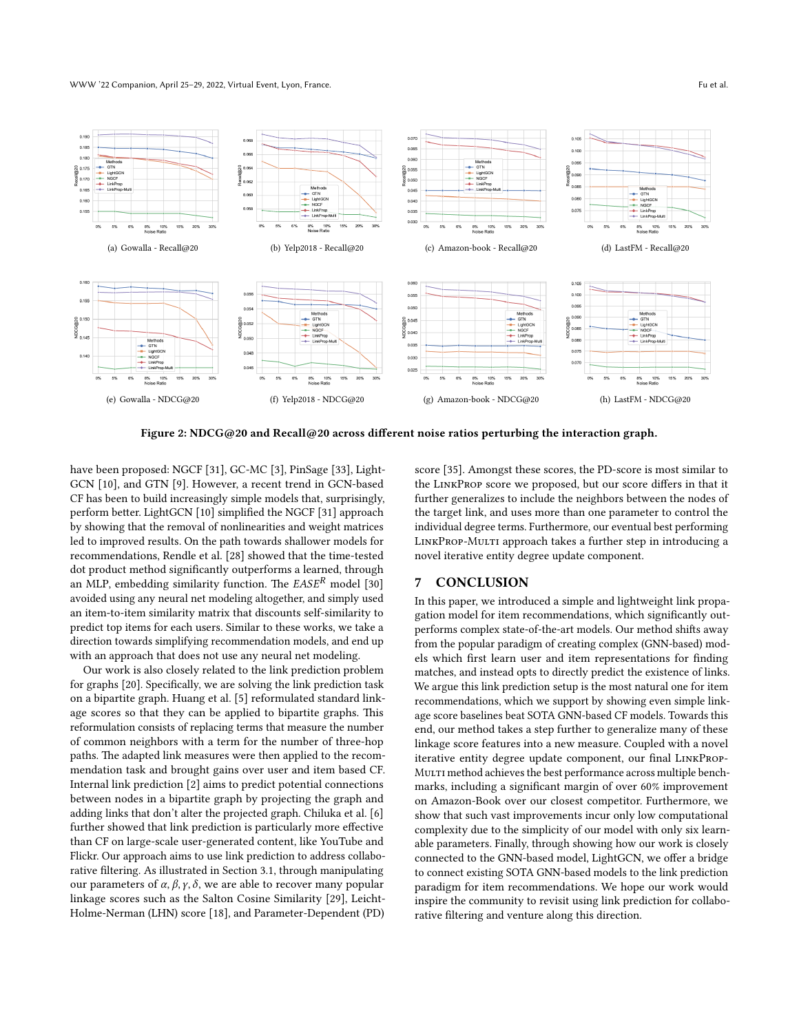(a) Gowalla - Recall@20

(b) Yelp2018 - Recall@20

(c) Amazon-book - Recall@20

(d) LastFM - Recall@20

(e) Gowalla - NDCG@20

(f) Yelp2018 - NDCG@20

(g) Amazon-book - NDCG@20

(h) LastFM - NDCG@20

**Figure 2: NDCG@20 and Recall@20 across different noise ratios perturbing the interaction graph.**

have been proposed: NGCF [31], GC-MC [3], PinSage [33], LightGCN [10], and GTN [9]. However, a recent trend in GCN-based CF has been to build increasingly simple models that, surprisingly, perform better. LightGCN [10] simplified the NGCF [31] approach by showing that the removal of nonlinearities and weight matrices led to improved results. On the path towards shallower models for recommendations, Rendle et al. [28] showed that the time-tested dot product method significantly outperforms a learned, through an MLP, embedding similarity function. The $EASE^R$ model [30] avoided using any neural net modeling altogether, and simply used an item-to-item similarity matrix that discounts self-similarity to predict top items for each users. Similar to these works, we take a direction towards simplifying recommendation models, and end up with an approach that does not use any neural net modeling.

Our work is also closely related to the link prediction problem for graphs [20]. Specifically, we are solving the link prediction task on a bipartite graph. Huang et al. [5] reformulated standard linkage scores so that they can be applied to bipartite graphs. This reformulation consists of replacing terms that measure the number of common neighbors with a term for the number of three-hop paths. The adapted link measures were then applied to the recommendation task and brought gains over user and item based CF. Internal link prediction [2] aims to predict potential connections between nodes in a bipartite graph by projecting the graph and adding links that don't alter the projected graph. Chiluka et al. [6] further showed that link prediction is particularly more effective than CF on large-scale user-generated content, like YouTube and Flickr. Our approach aims to use link prediction to address collaborative filtering. As illustrated in Section 3.1, through manipulating our parameters of $\alpha, \beta, \gamma, \delta$, we are able to recover many popular linkage scores such as the Salton Cosine Similarity [29], Leicht-Holme-Nerman (LHN) score [18], and Parameter-Dependent (PD) score [35]. Amongst these scores, the PD-score is most similar to the LinkProp score we proposed, but our score differs in that it further generalizes to include the neighbors between the nodes of the target link, and uses more than one parameter to control the individual degree terms. Furthermore, our eventual best performing LinkProp-Multi approach takes a further step in introducing a novel iterative entity degree update component.

## 7 CONCLUSION

In this paper, we introduced a simple and lightweight link propagation model for item recommendations, which significantly outperforms complex state-of-the-art models. Our method shifts away from the popular paradigm of creating complex (GNN-based) models which first learn user and item representations for finding matches, and instead opts to directly predict the existence of links. We argue this link prediction setup is the most natural one for item recommendations, which we support by showing even simple linkage score baselines beat SOTA GNN-based CF models. Towards this end, our method takes a step further to generalize many of these linkage score features into a new measure. Coupled with a novel iterative entity degree update component, our final LinkProp-Multi method achieves the best performance across multiple benchmarks, including a significant margin of over 60% improvement on Amazon-Book over our closest competitor. Furthermore, we show that such vast improvements incur only low computational complexity due to the simplicity of our model with only six learnable parameters. Finally, through showing how our work is closely connected to the GNN-based model, LightGCN, we offer a bridge to connect existing SOTA GNN-based models to the link prediction paradigm for item recommendations. We hope our work would inspire the community to revisit using link prediction for collaborative filtering and venture along this direction.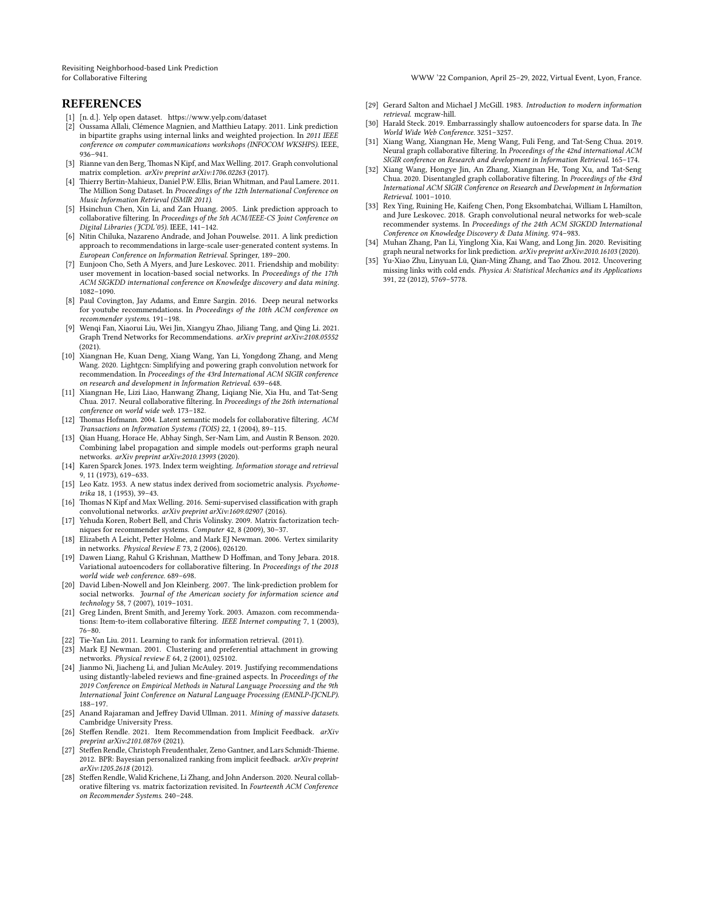## REFERENCES

[1] [n. d.]. Yelp open dataset. https://www.yelp.com/dataset

[2] Oussama Allali, Clémence Magnien, and Matthieu Latapy. 2011. Link prediction in bipartite graphs using internal links and weighted projection. In *2011 IEEE conference on computer communications workshops (INFOCOM WKSHPS)*. IEEE, 936–941.

[3] Rianne van den Berg, Thomas N Kipf, and Max Welling. 2017. Graph convolutional matrix completion. *arXiv preprint arXiv:1706.02263* (2017).

[4] Thierry Bertin-Mahieux, Daniel P.W. Ellis, Brian Whitman, and Paul Lamere. 2011. The Million Song Dataset. In *Proceedings of the 12th International Conference on Music Information Retrieval (ISMIR 2011)*.

[5] Hsinchun Chen, Xin Li, and Zan Huang. 2005. Link prediction approach to collaborative filtering. In *Proceedings of the 5th ACM/IEEE-CS Joint Conference on Digital Libraries (JCDL'05)*. IEEE, 141–142.

[6] Nitin Chiluka, Nazareno Andrade, and Johan Pouwelse. 2011. A link prediction approach to recommendations in large-scale user-generated content systems. In *European Conference on Information Retrieval*. Springer, 189–200.

[7] Eunjoon Cho, Seth A Myers, and Jure Leskovec. 2011. Friendship and mobility: user movement in location-based social networks. In *Proceedings of the 17th ACM SIGKDD international conference on Knowledge discovery and data mining*. 1082–1090.

[8] Paul Covington, Jay Adams, and Emre Sargin. 2016. Deep neural networks for youtube recommendations. In *Proceedings of the 10th ACM conference on recommender systems*. 191–198.

[9] Wenqi Fan, Xiaorui Liu, Wei Jin, Xiangyu Zhao, Jiliang Tang, and Qing Li. 2021. Graph Trend Networks for Recommendations. *arXiv preprint arXiv:2108.05552* (2021).

[10] Xiangnan He, Kuan Deng, Xiang Wang, Yan Li, Yongdong Zhang, and Meng Wang. 2020. Lightgcn: Simplifying and powering graph convolution network for recommendation. In *Proceedings of the 43rd International ACM SIGIR conference on research and development in Information Retrieval*. 639–648.

[11] Xiangnan He, Lizi Liao, Hanwang Zhang, Liqiang Nie, Xia Hu, and Tat-Seng Chua. 2017. Neural collaborative filtering. In *Proceedings of the 26th international conference on world wide web*. 173–182.

[12] Thomas Hofmann. 2004. Latent semantic models for collaborative filtering. *ACM Transactions on Information Systems (TOIS)* 22, 1 (2004), 89–115.

[13] Qian Huang, Horace He, Abhay Singh, Ser-Nam Lim, and Austin R Benson. 2020. Combining label propagation and simple models out-performs graph neural networks. *arXiv preprint arXiv:2010.13993* (2020).

[14] Karen Sparck Jones. 1973. Index term weighting. *Information storage and retrieval* 9, 11 (1973), 619–633.

[15] Leo Katz. 1953. A new status index derived from sociometric analysis. *Psychometrika* 18, 1 (1953), 39–43.

[16] Thomas N Kipf and Max Welling. 2016. Semi-supervised classification with graph convolutional networks. *arXiv preprint arXiv:1609.02907* (2016).

[17] Yehuda Koren, Robert Bell, and Chris Volinsky. 2009. Matrix factorization techniques for recommender systems. *Computer* 42, 8 (2009), 30–37.

[18] Elizabeth A Leicht, Petter Holme, and Mark EJ Newman. 2006. Vertex similarity in networks. *Physical Review E* 73, 2 (2006), 026120.

[19] Dawen Liang, Rahul G Krishnan, Matthew D Hoffman, and Tony Jebara. 2018. Variational autoencoders for collaborative filtering. In *Proceedings of the 2018 world wide web conference*. 689–698.

[20] David Liben-Nowell and Jon Kleinberg. 2007. The link-prediction problem for social networks. *Journal of the American society for information science and technology* 58, 7 (2007), 1019–1031.

[21] Greg Linden, Brent Smith, and Jeremy York. 2003. Amazon. com recommendations: Item-to-item collaborative filtering. *IEEE Internet computing* 7, 1 (2003), 76–80.

[22] Tie-Yan Liu. 2011. Learning to rank for information retrieval. (2011).

[23] Mark EJ Newman. 2001. Clustering and preferential attachment in growing networks. *Physical review E* 64, 2 (2001), 025102.

[24] Jianmo Ni, Jiacheng Li, and Julian McAuley. 2019. Justifying recommendations using distantly-labeled reviews and fine-grained aspects. In *Proceedings of the 2019 Conference on Empirical Methods in Natural Language Processing and the 9th International Joint Conference on Natural Language Processing (EMNLP-IJCNLP)*. 188–197.

[25] Anand Rajaraman and Jeffrey David Ullman. 2011. *Mining of massive datasets*. Cambridge University Press.

[26] Steffen Rendle. 2021. Item Recommendation from Implicit Feedback. *arXiv preprint arXiv:2101.08769* (2021).

[27] Steffen Rendle, Christoph Freudenthaler, Zeno Gantner, and Lars Schmidt-Thieme. 2012. BPR: Bayesian personalized ranking from implicit feedback. *arXiv preprint arXiv:1205.2618* (2012).

[28] Steffen Rendle, Walid Krichene, Li Zhang, and John Anderson. 2020. Neural collaborative filtering vs. matrix factorization revisited. In *Fourteenth ACM Conference on Recommender Systems*. 240–248.

[29] Gerard Salton and Michael J McGill. 1983. *Introduction to modern information retrieval*. mcgraw-hill.

[30] Harald Steck. 2019. Embarrassingly shallow autoencoders for sparse data. In *The World Wide Web Conference*. 3251–3257.

[31] Xiang Wang, Xiangnan He, Meng Wang, Fuli Feng, and Tat-Seng Chua. 2019. Neural graph collaborative filtering. In *Proceedings of the 42nd international ACM SIGIR conference on Research and development in Information Retrieval*. 165–174.

[32] Xiang Wang, Hongye Jin, An Zhang, Xiangnan He, Tong Xu, and Tat-Seng Chua. 2020. Disentangled graph collaborative filtering. In *Proceedings of the 43rd International ACM SIGIR Conference on Research and Development in Information Retrieval*. 1001–1010.

[33] Rex Ying, Ruining He, Kaifeng Chen, Pong Eksombatchai, William L Hamilton, and Jure Leskovec. 2018. Graph convolutional neural networks for web-scale recommender systems. In *Proceedings of the 24th ACM SIGKDD International Conference on Knowledge Discovery & Data Mining*. 974–983.

[34] Muhan Zhang, Pan Li, Yinglong Xia, Kai Wang, and Long Jin. 2020. Revisiting graph neural networks for link prediction. *arXiv preprint arXiv:2010.16103* (2020).

[35] Yu-Xiao Zhu, Linyuan Lü, Qian-Ming Zhang, and Tao Zhou. 2012. Uncovering missing links with cold ends. *Physica A: Statistical Mechanics and its Applications* 391, 22 (2012), 5769–5778.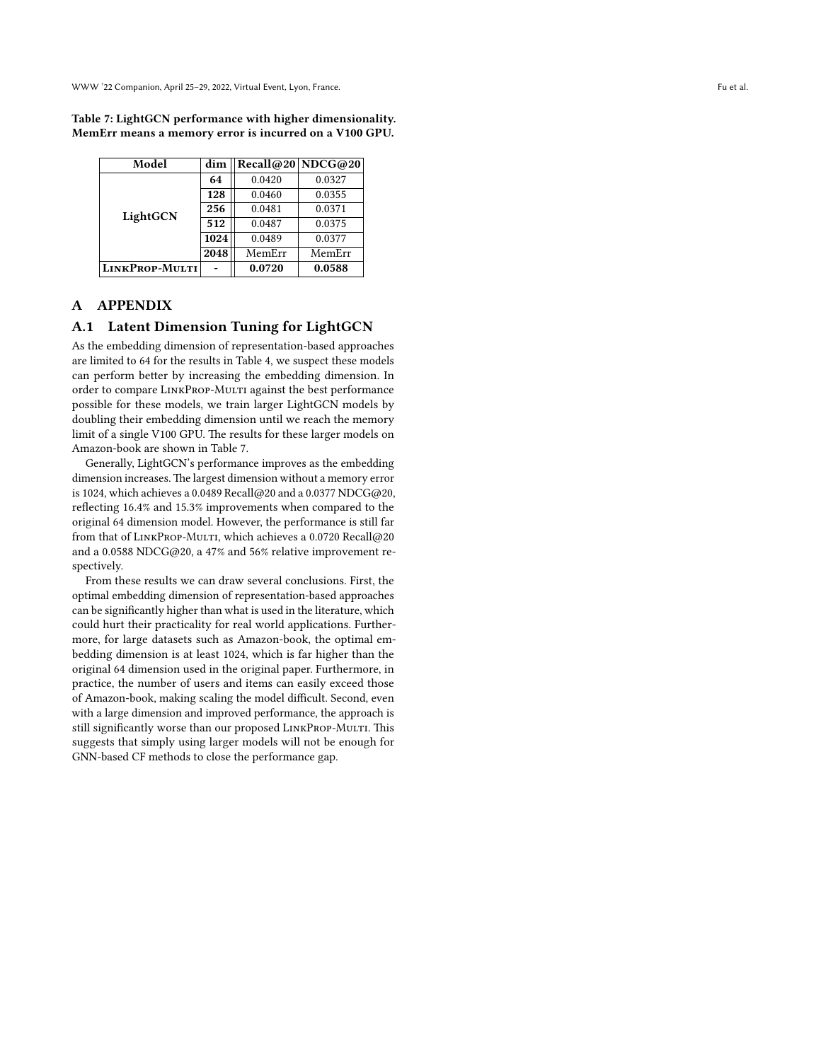**Table 7: LightGCN performance with higher dimensionality. MemErr means a memory error is incurred on a V100 GPU.**

| Model | dim | Recall@20 | NDCG@20 |
|---|---|---|---|
| LightGCN | **64** | 0.0420 | 0.0327 |
| | **128** | 0.0460 | 0.0355 |
| | **256** | 0.0481 | 0.0371 |
| | **512** | 0.0487 | 0.0375 |
| | **1024** | 0.0489 | 0.0377 |
| | **2048** | MemErr | MemErr |
| **LinkProp-Multi** | - | **0.0720** | **0.0588** |

# A APPENDIX

## A.1 Latent Dimension Tuning for LightGCN

As the embedding dimension of representation-based approaches are limited to 64 for the results in Table 4, we suspect these models can perform better by increasing the embedding dimension. In order to compare LinkProp-Multi against the best performance possible for these models, we train larger LightGCN models by doubling their embedding dimension until we reach the memory limit of a single V100 GPU. The results for these larger models on Amazon-book are shown in Table 7.

Generally, LightGCN's performance improves as the embedding dimension increases. The largest dimension without a memory error is 1024, which achieves a 0.0489 Recall@20 and a 0.0377 NDCG@20, reflecting 16.4% and 15.3% improvements when compared to the original 64 dimension model. However, the performance is still far from that of LinkProp-Multi, which achieves a 0.0720 Recall@20 and a 0.0588 NDCG@20, a 47% and 56% relative improvement respectively.

From these results we can draw several conclusions. First, the optimal embedding dimension of representation-based approaches can be significantly higher than what is used in the literature, which could hurt their practicality for real world applications. Furthermore, for large datasets such as Amazon-book, the optimal embedding dimension is at least 1024, which is far higher than the original 64 dimension used in the original paper. Furthermore, in practice, the number of users and items can easily exceed those of Amazon-book, making scaling the model difficult. Second, even with a large dimension and improved performance, the approach is still significantly worse than our proposed LinkProp-Multi. This suggests that simply using larger models will not be enough for GNN-based CF methods to close the performance gap.